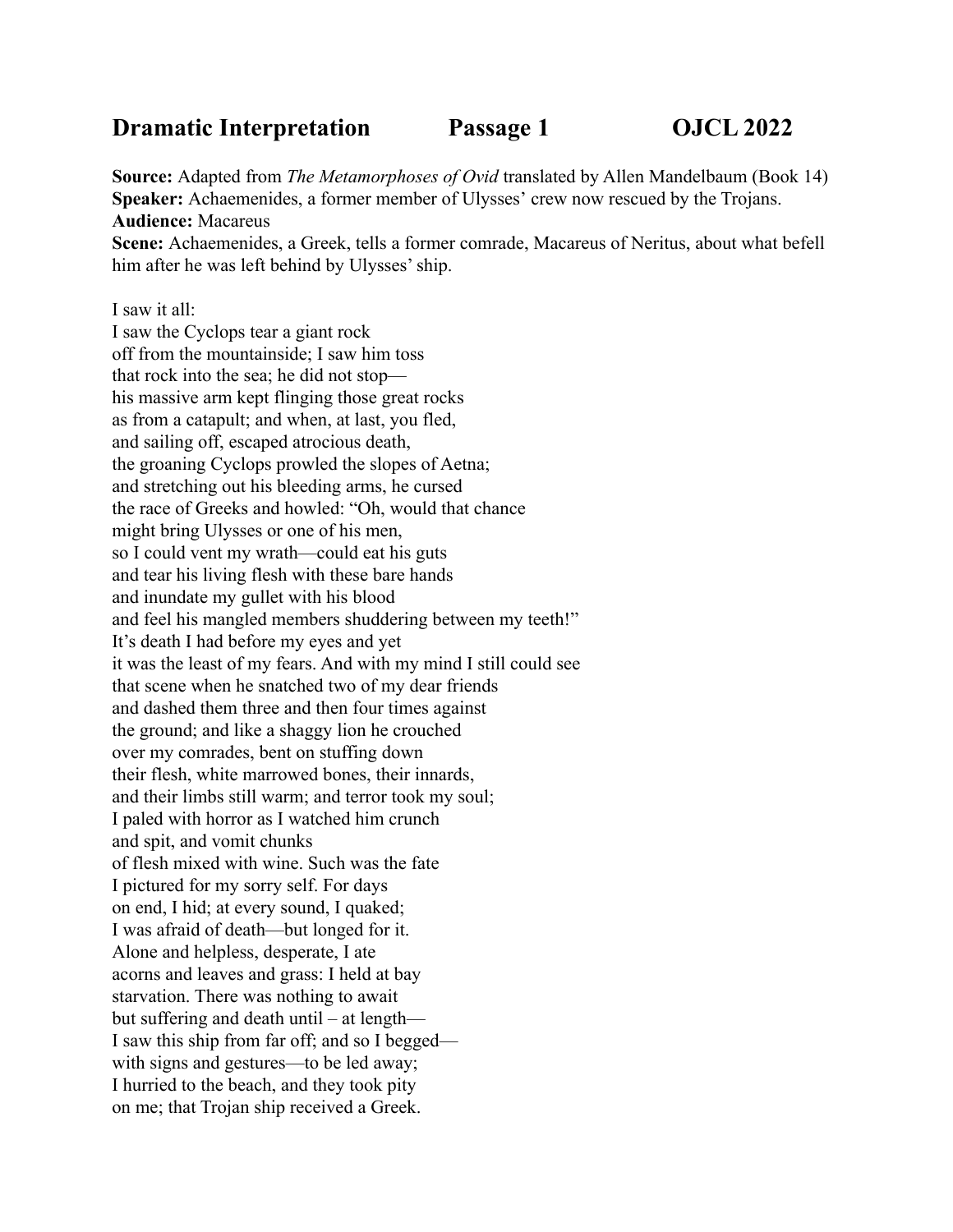# Dramatic Interpretation    Passage 1    OJCL 2022

**Source:** Adapted from *The Metamorphoses of Ovid* translated by Allen Mandelbaum (Book 14)
**Speaker:** Achaemenides, a former member of Ulysses' crew now rescued by the Trojans.
**Audience:** Macareus
**Scene:** Achaemenides, a Greek, tells a former comrade, Macareus of Neritus, about what befell him after he was left behind by Ulysses' ship.

I saw it all:
I saw the Cyclops tear a giant rock
off from the mountainside; I saw him toss
that rock into the sea; he did not stop—
his massive arm kept flinging those great rocks
as from a catapult; and when, at last, you fled,
and sailing off, escaped atrocious death,
the groaning Cyclops prowled the slopes of Aetna;
and stretching out his bleeding arms, he cursed
the race of Greeks and howled: "Oh, would that chance
might bring Ulysses or one of his men,
so I could vent my wrath—could eat his guts
and tear his living flesh with these bare hands
and inundate my gullet with his blood
and feel his mangled members shuddering between my teeth!"
It's death I had before my eyes and yet
it was the least of my fears. And with my mind I still could see
that scene when he snatched two of my dear friends
and dashed them three and then four times against
the ground; and like a shaggy lion he crouched
over my comrades, bent on stuffing down
their flesh, white marrowed bones, their innards,
and their limbs still warm; and terror took my soul;
I paled with horror as I watched him crunch
and spit, and vomit chunks
of flesh mixed with wine. Such was the fate
I pictured for my sorry self. For days
on end, I hid; at every sound, I quaked;
I was afraid of death—but longed for it.
Alone and helpless, desperate, I ate
acorns and leaves and grass: I held at bay
starvation. There was nothing to await
but suffering and death until – at length—
I saw this ship from far off; and so I begged—
with signs and gestures—to be led away;
I hurried to the beach, and they took pity
on me; that Trojan ship received a Greek.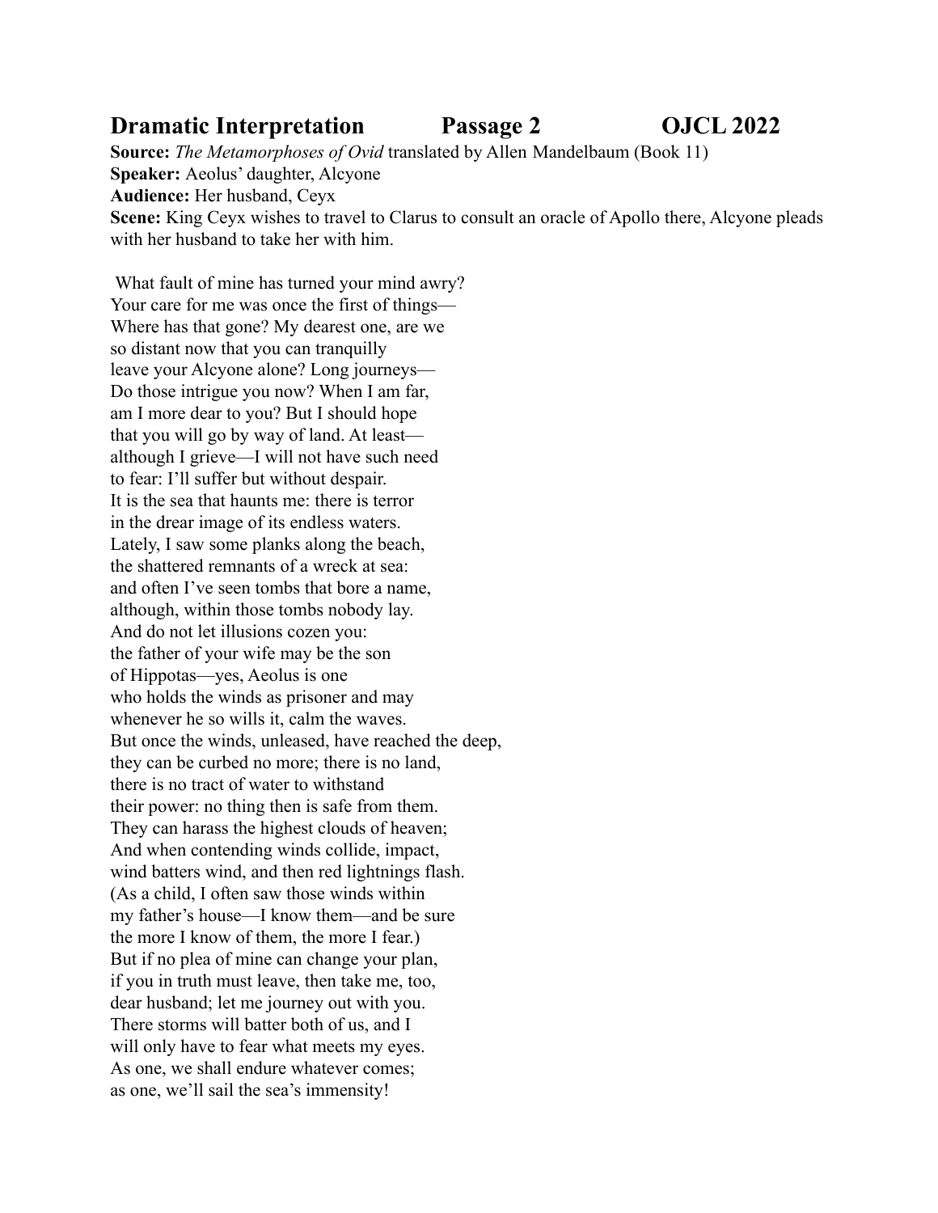## Dramatic Interpretation Passage 2 OJCL 2022

**Source:** *The Metamorphoses of Ovid* translated by Allen Mandelbaum (Book 11)
**Speaker:** Aeolus' daughter, Alcyone
**Audience:** Her husband, Ceyx
**Scene:** King Ceyx wishes to travel to Clarus to consult an oracle of Apollo there, Alcyone pleads with her husband to take her with him.

What fault of mine has turned your mind awry?
Your care for me was once the first of things—
Where has that gone? My dearest one, are we
so distant now that you can tranquilly
leave your Alcyone alone? Long journeys—
Do those intrigue you now? When I am far,
am I more dear to you? But I should hope
that you will go by way of land. At least—
although I grieve—I will not have such need
to fear: I'll suffer but without despair.
It is the sea that haunts me: there is terror
in the drear image of its endless waters.
Lately, I saw some planks along the beach,
the shattered remnants of a wreck at sea:
and often I've seen tombs that bore a name,
although, within those tombs nobody lay.
And do not let illusions cozen you:
the father of your wife may be the son
of Hippotas—yes, Aeolus is one
who holds the winds as prisoner and may
whenever he so wills it, calm the waves.
But once the winds, unleased, have reached the deep,
they can be curbed no more; there is no land,
there is no tract of water to withstand
their power: no thing then is safe from them.
They can harass the highest clouds of heaven;
And when contending winds collide, impact,
wind batters wind, and then red lightnings flash.
(As a child, I often saw those winds within
my father's house—I know them—and be sure
the more I know of them, the more I fear.)
But if no plea of mine can change your plan,
if you in truth must leave, then take me, too,
dear husband; let me journey out with you.
There storms will batter both of us, and I
will only have to fear what meets my eyes.
As one, we shall endure whatever comes;
as one, we'll sail the sea's immensity!